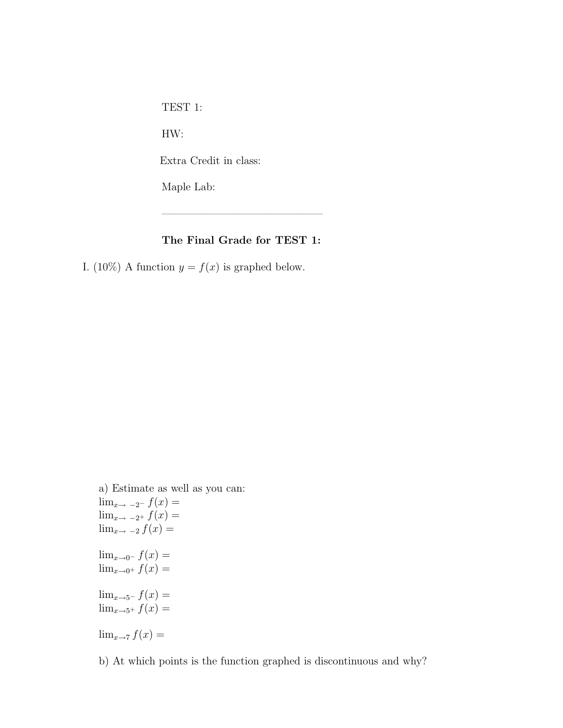TEST 1:

HW:

Extra Credit in class:

Maple Lab:

---

**The Final Grade for TEST 1:**

I. (10%) A function $y = f(x)$ is graphed below.

a) Estimate as well as you can:

$\lim_{x\to\ -2^-} f(x) =$
$\lim_{x\to\ -2^+} f(x) =$
$\lim_{x\to\ -2} f(x) =$

$\lim_{x\to 0^-} f(x) =$
$\lim_{x\to 0^+} f(x) =$

$\lim_{x\to 5^-} f(x) =$
$\lim_{x\to 5^+} f(x) =$

$\lim_{x\to 7} f(x) =$

b) At which points is the function graphed is discontinuous and why?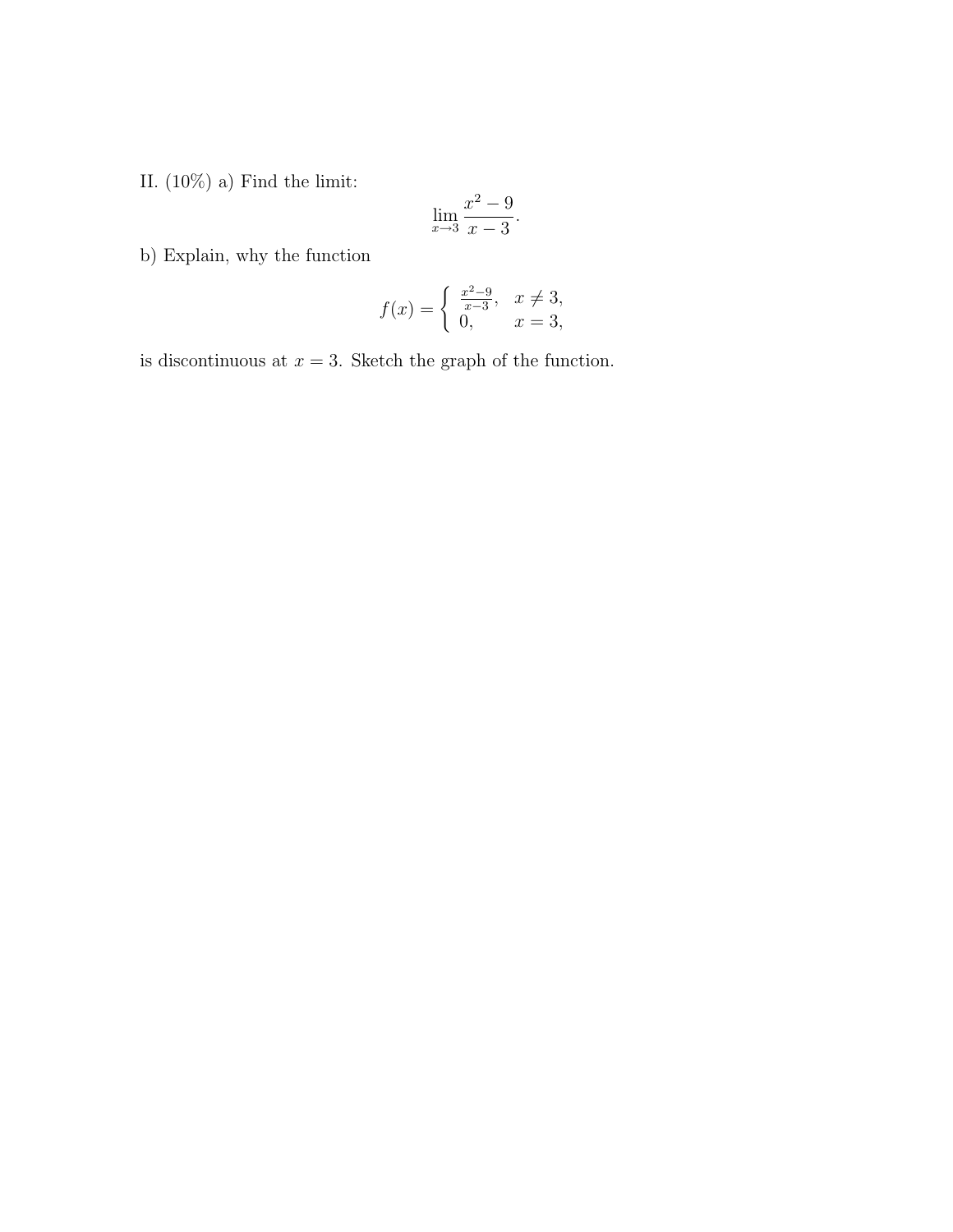II. (10%) a) Find the limit:

$$\lim_{x \to 3} \frac{x^2 - 9}{x - 3}.$$

b) Explain, why the function

$$f(x) = \begin{cases} \frac{x^2-9}{x-3}, & x \neq 3, \\ 0, & x = 3, \end{cases}$$

is discontinuous at $x = 3$. Sketch the graph of the function.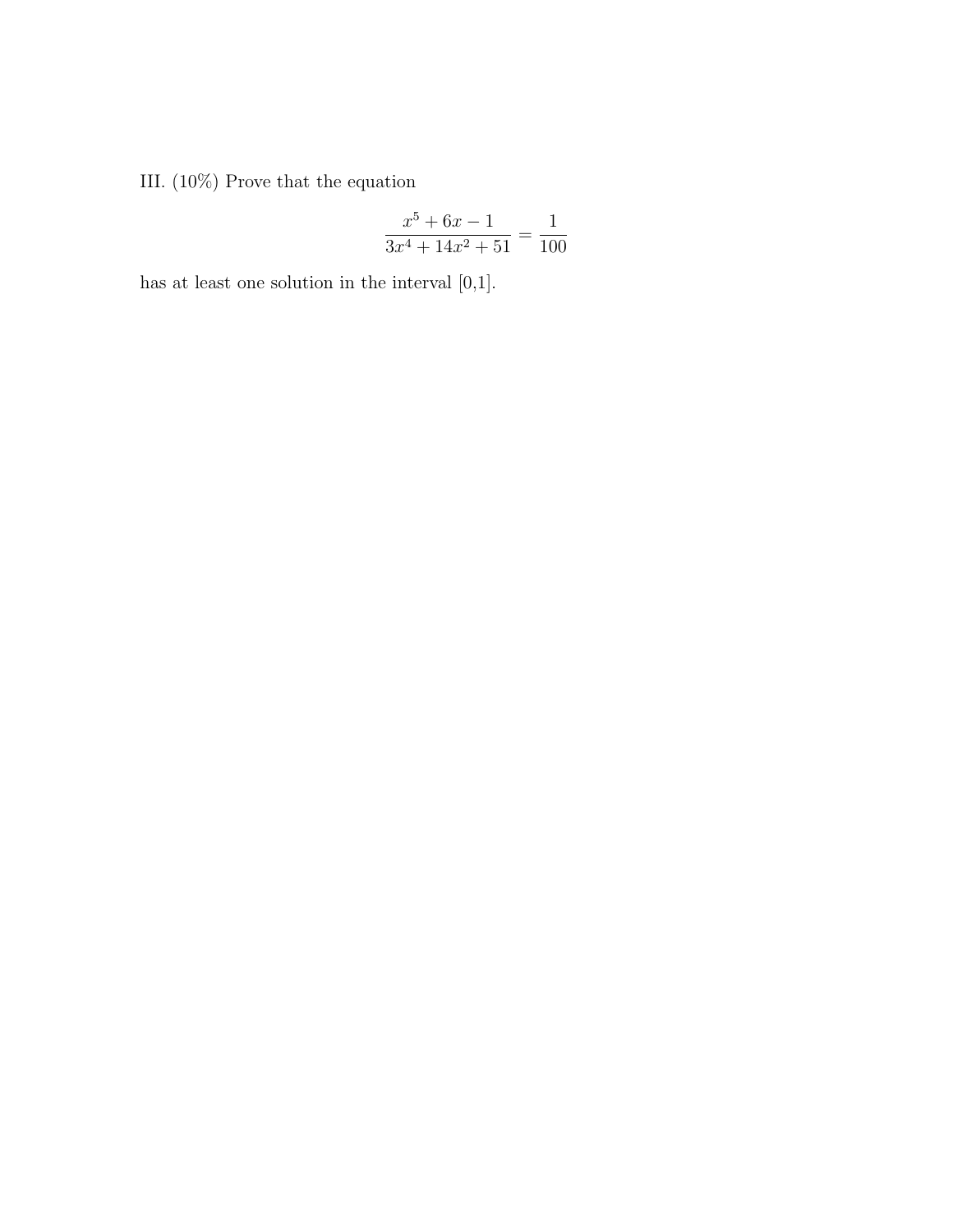III. (10%) Prove that the equation

$$\frac{x^5 + 6x - 1}{3x^4 + 14x^2 + 51} = \frac{1}{100}$$

has at least one solution in the interval [0,1].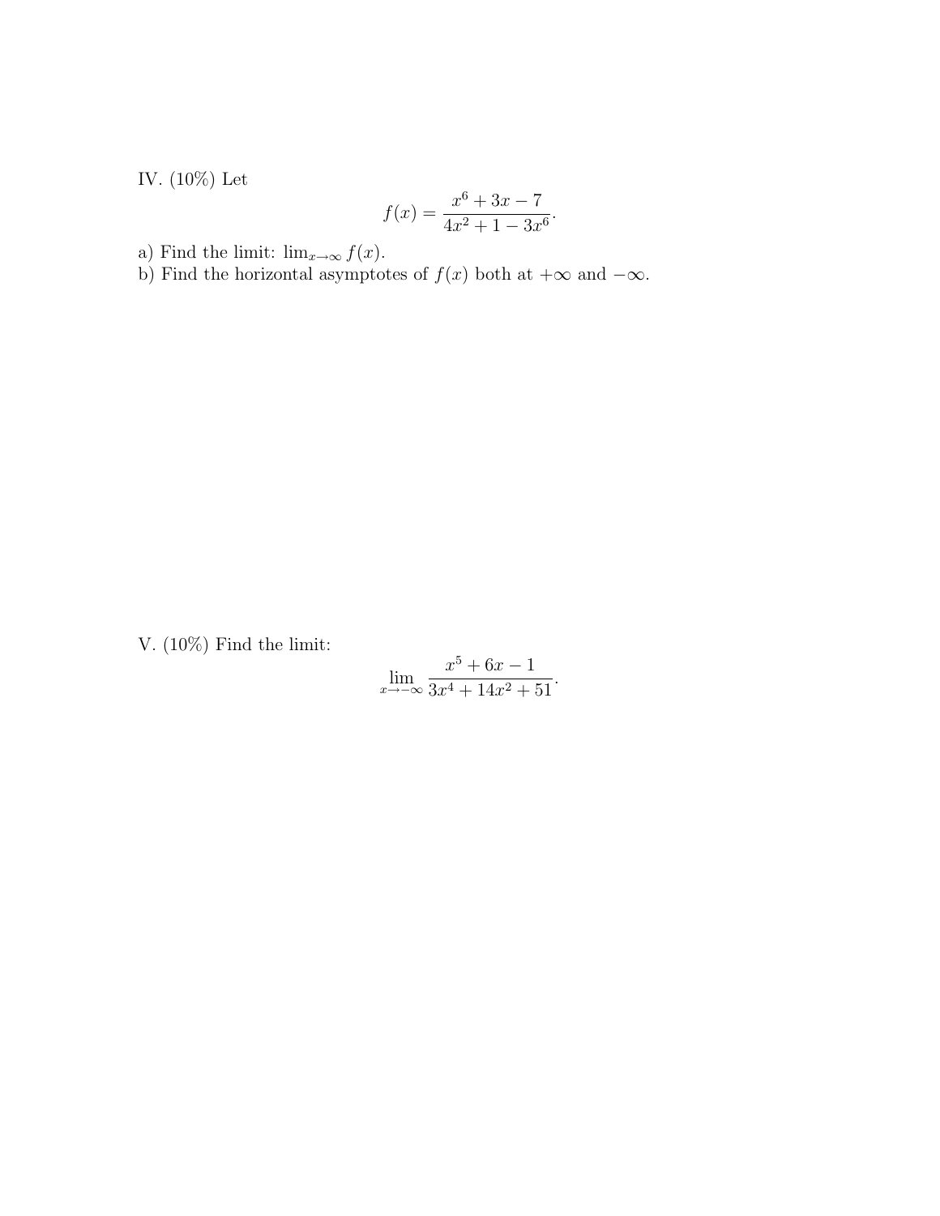IV. (10%) Let

$$f(x) = \frac{x^6 + 3x - 7}{4x^2 + 1 - 3x^6}.$$

a) Find the limit: $\lim_{x\to\infty} f(x)$.
b) Find the horizontal asymptotes of $f(x)$ both at $+\infty$ and $-\infty$.

V. (10%) Find the limit:

$$\lim_{x\to-\infty} \frac{x^5 + 6x - 1}{3x^4 + 14x^2 + 51}.$$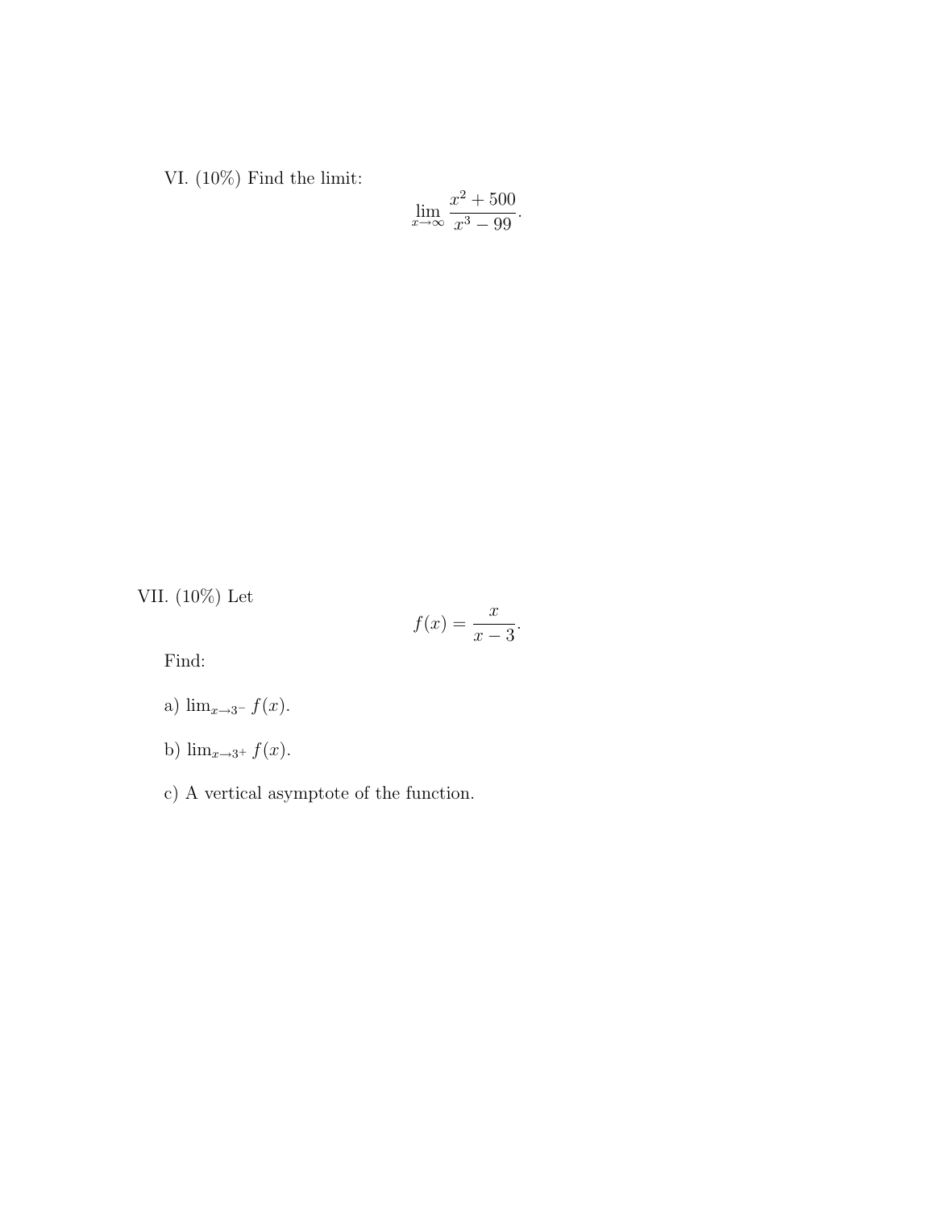VI. (10%) Find the limit:

$$\lim_{x\to\infty} \frac{x^2 + 500}{x^3 - 99}.$$

VII. (10%) Let

$$f(x) = \frac{x}{x-3}.$$

Find:

a) $\lim_{x\to 3^-} f(x)$.

b) $\lim_{x\to 3^+} f(x)$.

c) A vertical asymptote of the function.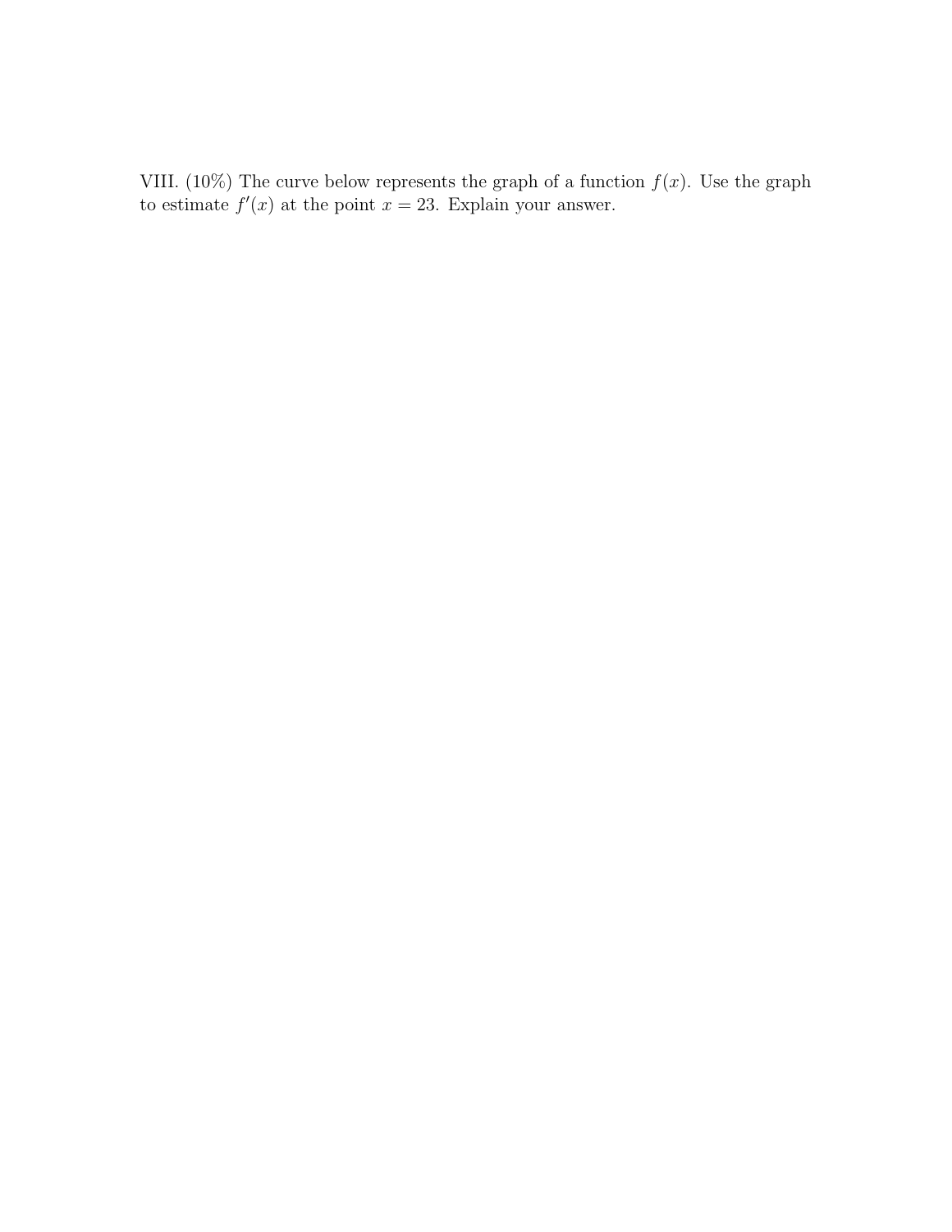VIII. (10%) The curve below represents the graph of a function $f(x)$. Use the graph to estimate $f'(x)$ at the point $x = 23$. Explain your answer.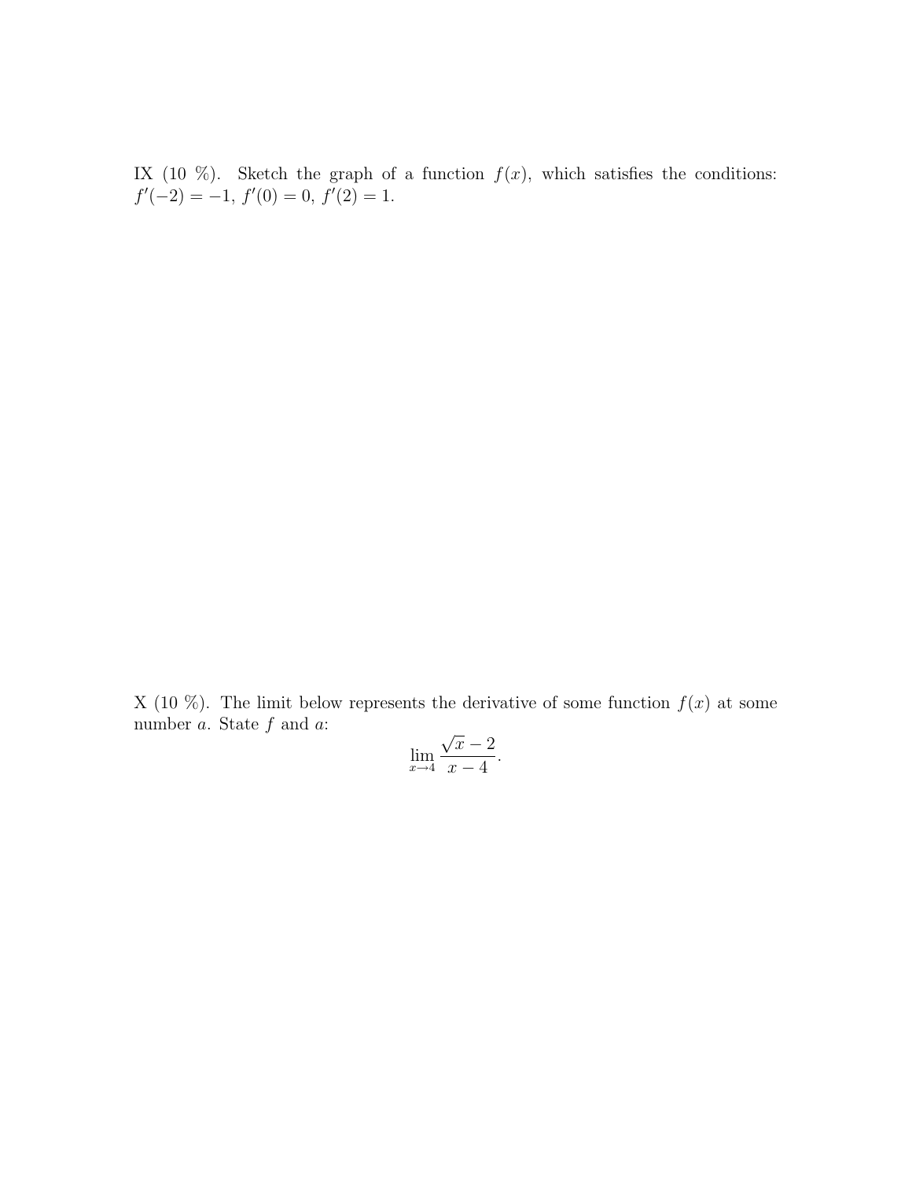IX (10 %). Sketch the graph of a function $f(x)$, which satisfies the conditions: $f'(-2) = -1$, $f'(0) = 0$, $f'(2) = 1$.

X (10 %). The limit below represents the derivative of some function $f(x)$ at some number $a$. State $f$ and $a$:

$$\lim_{x \to 4} \frac{\sqrt{x} - 2}{x - 4}.$$